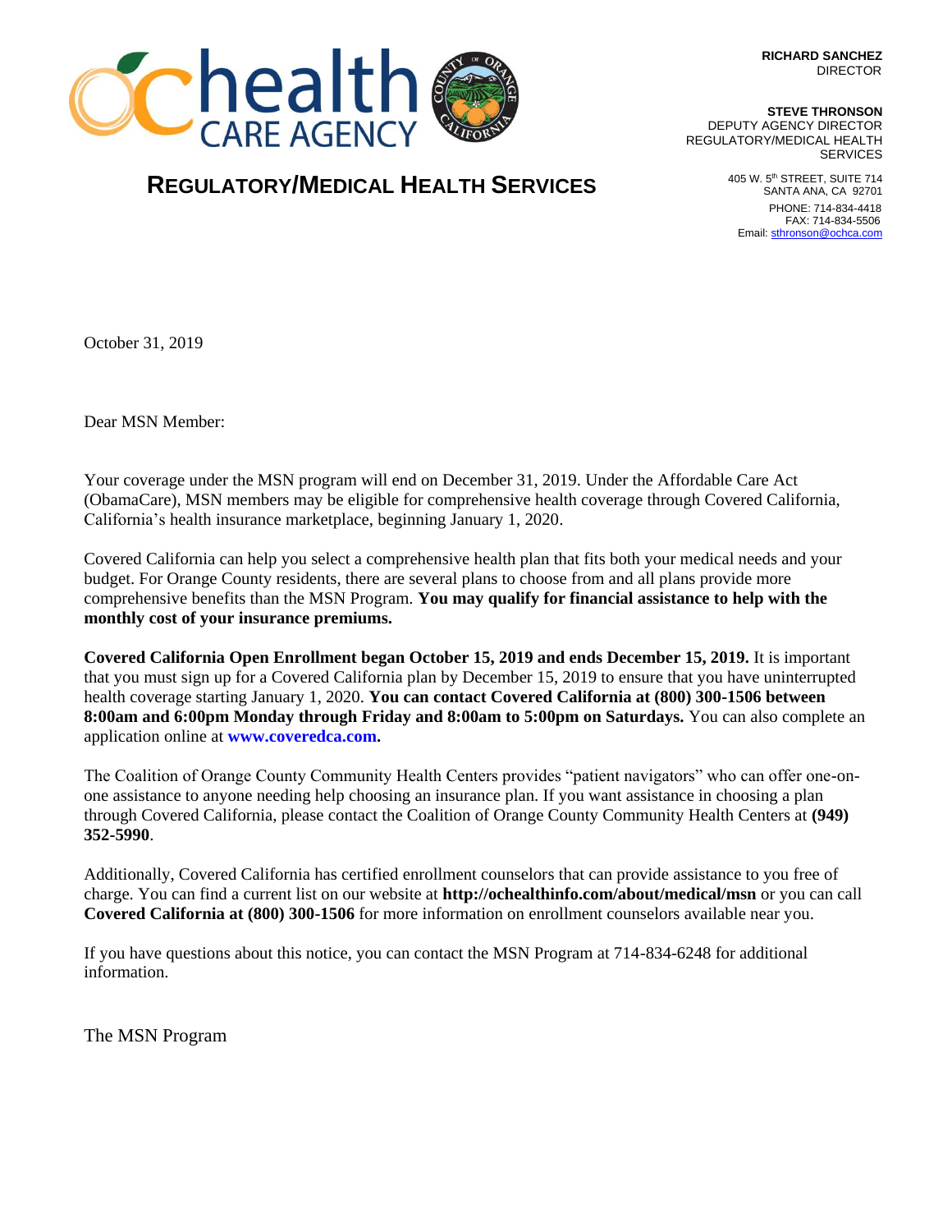health CARE AGENCY

**RICHARD SANCHEZ**
DIRECTOR

**STEVE THRONSON**
DEPUTY AGENCY DIRECTOR
REGULATORY/MEDICAL HEALTH SERVICES

405 W. 5th STREET, SUITE 714
SANTA ANA, CA 92701

PHONE: 714-834-4418
FAX: 714-834-5506
Email: sthronson@ochca.com

## REGULATORY/MEDICAL HEALTH SERVICES

October 31, 2019

Dear MSN Member:

Your coverage under the MSN program will end on December 31, 2019. Under the Affordable Care Act (ObamaCare), MSN members may be eligible for comprehensive health coverage through Covered California, California's health insurance marketplace, beginning January 1, 2020.

Covered California can help you select a comprehensive health plan that fits both your medical needs and your budget. For Orange County residents, there are several plans to choose from and all plans provide more comprehensive benefits than the MSN Program. **You may qualify for financial assistance to help with the monthly cost of your insurance premiums.**

**Covered California Open Enrollment began October 15, 2019 and ends December 15, 2019.** It is important that you must sign up for a Covered California plan by December 15, 2019 to ensure that you have uninterrupted health coverage starting January 1, 2020. **You can contact Covered California at (800) 300-1506 between 8:00am and 6:00pm Monday through Friday and 8:00am to 5:00pm on Saturdays.** You can also complete an application online at **www.coveredca.com.**

The Coalition of Orange County Community Health Centers provides "patient navigators" who can offer one-on-one assistance to anyone needing help choosing an insurance plan. If you want assistance in choosing a plan through Covered California, please contact the Coalition of Orange County Community Health Centers at **(949) 352-5990**.

Additionally, Covered California has certified enrollment counselors that can provide assistance to you free of charge. You can find a current list on our website at **http://ochealthinfo.com/about/medical/msn** or you can call **Covered California at (800) 300-1506** for more information on enrollment counselors available near you.

If you have questions about this notice, you can contact the MSN Program at 714-834-6248 for additional information.

The MSN Program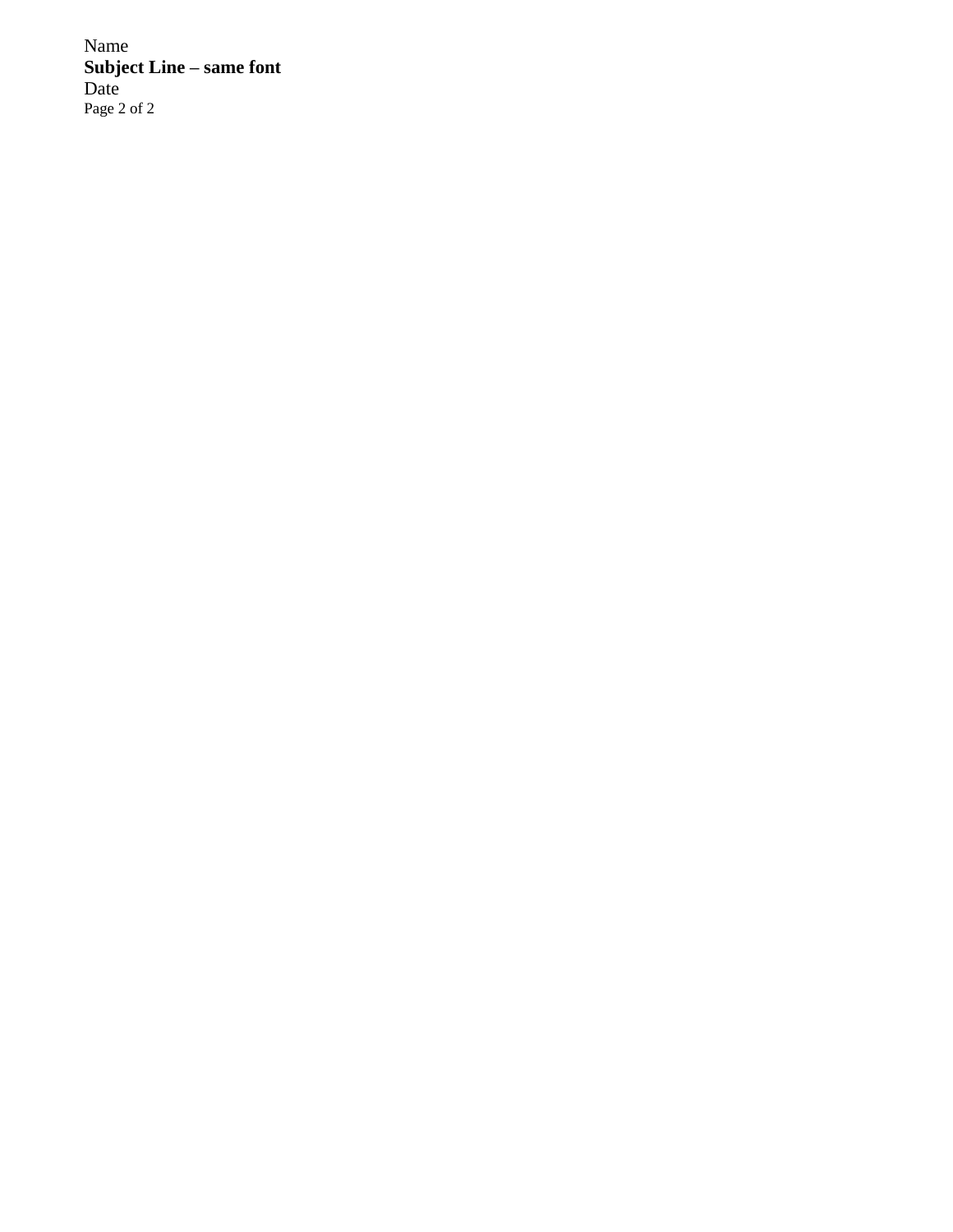Name
**Subject Line – same font**
Date